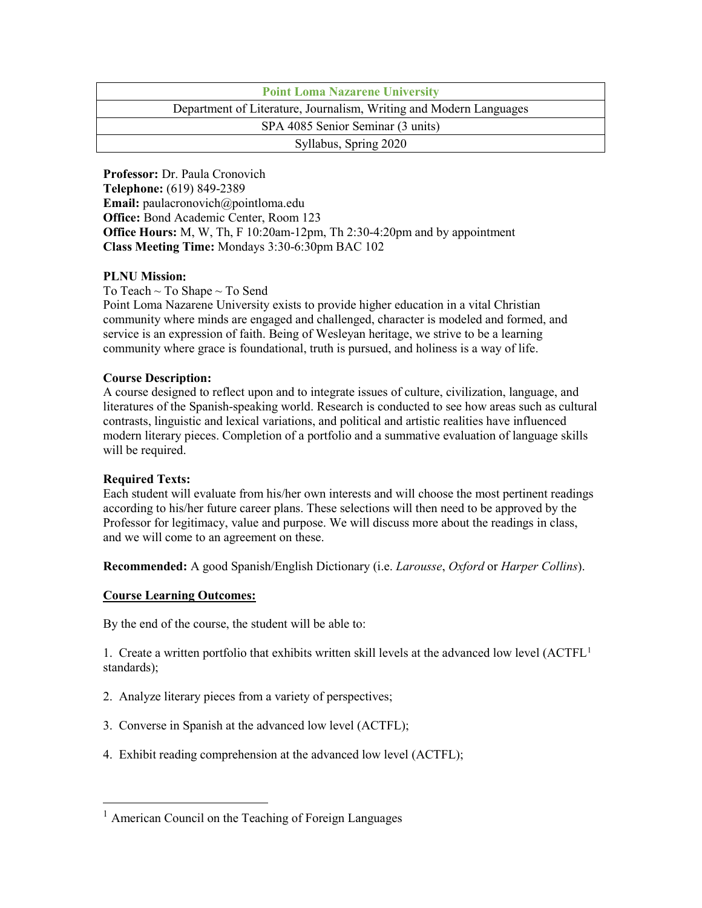| Point Loma Nazarene University |
|---|
| Department of Literature, Journalism, Writing and Modern Languages |
| SPA 4085 Senior Seminar (3 units) |
| Syllabus, Spring 2020 |

**Professor:** Dr. Paula Cronovich
**Telephone:** (619) 849-2389
**Email:** paulacronovich@pointloma.edu
**Office:** Bond Academic Center, Room 123
**Office Hours:** M, W, Th, F 10:20am-12pm, Th 2:30-4:20pm and by appointment
**Class Meeting Time:** Mondays 3:30-6:30pm BAC 102

**PLNU Mission:**

To Teach ~ To Shape ~ To Send

Point Loma Nazarene University exists to provide higher education in a vital Christian community where minds are engaged and challenged, character is modeled and formed, and service is an expression of faith. Being of Wesleyan heritage, we strive to be a learning community where grace is foundational, truth is pursued, and holiness is a way of life.

**Course Description:**

A course designed to reflect upon and to integrate issues of culture, civilization, language, and literatures of the Spanish-speaking world. Research is conducted to see how areas such as cultural contrasts, linguistic and lexical variations, and political and artistic realities have influenced modern literary pieces. Completion of a portfolio and a summative evaluation of language skills will be required.

**Required Texts:**

Each student will evaluate from his/her own interests and will choose the most pertinent readings according to his/her future career plans. These selections will then need to be approved by the Professor for legitimacy, value and purpose. We will discuss more about the readings in class, and we will come to an agreement on these.

**Recommended:** A good Spanish/English Dictionary (i.e. *Larousse*, *Oxford* or *Harper Collins*).

**Course Learning Outcomes:**

By the end of the course, the student will be able to:

1. Create a written portfolio that exhibits written skill levels at the advanced low level (ACTFL[1] standards);

2. Analyze literary pieces from a variety of perspectives;

3. Converse in Spanish at the advanced low level (ACTFL);

4. Exhibit reading comprehension at the advanced low level (ACTFL);

---

[1] American Council on the Teaching of Foreign Languages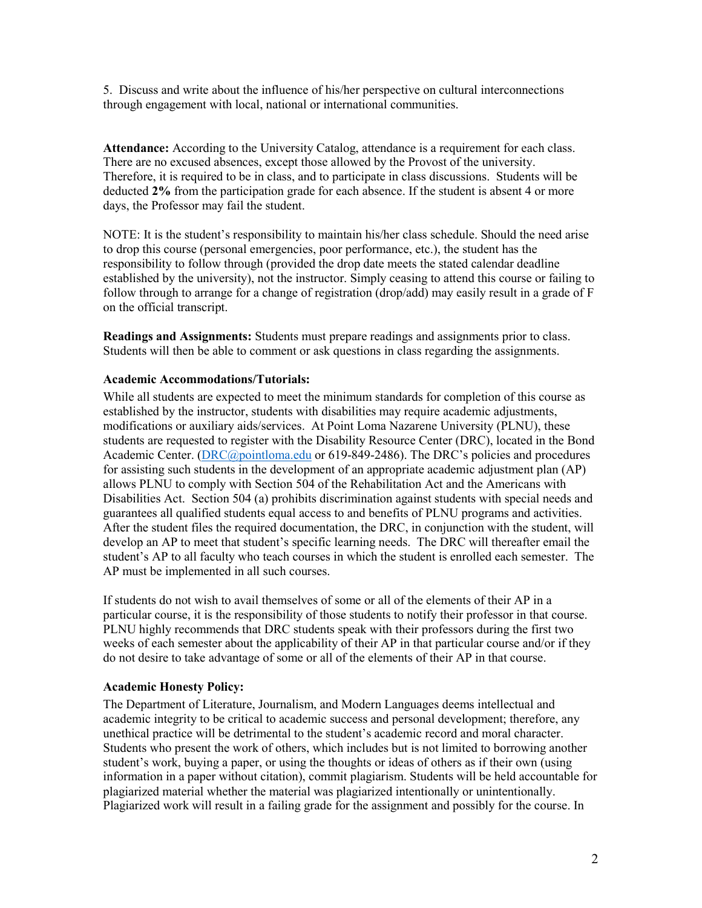5. Discuss and write about the influence of his/her perspective on cultural interconnections through engagement with local, national or international communities.

**Attendance:** According to the University Catalog, attendance is a requirement for each class. There are no excused absences, except those allowed by the Provost of the university. Therefore, it is required to be in class, and to participate in class discussions. Students will be deducted **2%** from the participation grade for each absence. If the student is absent 4 or more days, the Professor may fail the student.

NOTE: It is the student's responsibility to maintain his/her class schedule. Should the need arise to drop this course (personal emergencies, poor performance, etc.), the student has the responsibility to follow through (provided the drop date meets the stated calendar deadline established by the university), not the instructor. Simply ceasing to attend this course or failing to follow through to arrange for a change of registration (drop/add) may easily result in a grade of F on the official transcript.

**Readings and Assignments:** Students must prepare readings and assignments prior to class. Students will then be able to comment or ask questions in class regarding the assignments.

**Academic Accommodations/Tutorials:**

While all students are expected to meet the minimum standards for completion of this course as established by the instructor, students with disabilities may require academic adjustments, modifications or auxiliary aids/services. At Point Loma Nazarene University (PLNU), these students are requested to register with the Disability Resource Center (DRC), located in the Bond Academic Center. (DRC@pointloma.edu or 619-849-2486). The DRC's policies and procedures for assisting such students in the development of an appropriate academic adjustment plan (AP) allows PLNU to comply with Section 504 of the Rehabilitation Act and the Americans with Disabilities Act. Section 504 (a) prohibits discrimination against students with special needs and guarantees all qualified students equal access to and benefits of PLNU programs and activities. After the student files the required documentation, the DRC, in conjunction with the student, will develop an AP to meet that student's specific learning needs. The DRC will thereafter email the student's AP to all faculty who teach courses in which the student is enrolled each semester. The AP must be implemented in all such courses.

If students do not wish to avail themselves of some or all of the elements of their AP in a particular course, it is the responsibility of those students to notify their professor in that course. PLNU highly recommends that DRC students speak with their professors during the first two weeks of each semester about the applicability of their AP in that particular course and/or if they do not desire to take advantage of some or all of the elements of their AP in that course.

**Academic Honesty Policy:**

The Department of Literature, Journalism, and Modern Languages deems intellectual and academic integrity to be critical to academic success and personal development; therefore, any unethical practice will be detrimental to the student's academic record and moral character. Students who present the work of others, which includes but is not limited to borrowing another student's work, buying a paper, or using the thoughts or ideas of others as if their own (using information in a paper without citation), commit plagiarism. Students will be held accountable for plagiarized material whether the material was plagiarized intentionally or unintentionally. Plagiarized work will result in a failing grade for the assignment and possibly for the course. In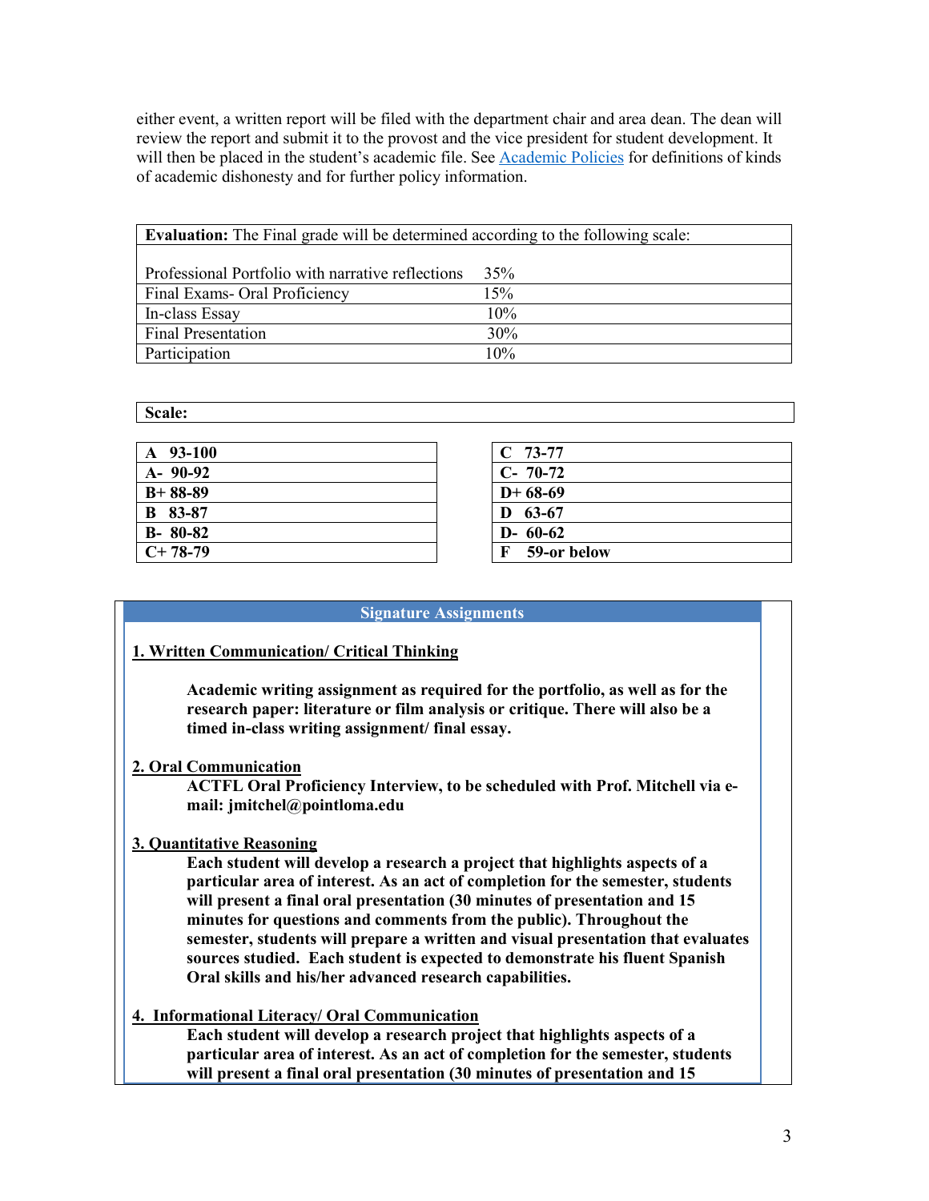either event, a written report will be filed with the department chair and area dean. The dean will review the report and submit it to the provost and the vice president for student development. It will then be placed in the student's academic file. See [Academic Policies](#) for definitions of kinds of academic dishonesty and for further policy information.

| **Evaluation:** The Final grade will be determined according to the following scale: | |
|---|---|
| Professional Portfolio with narrative reflections | 35% |
| Final Exams- Oral Proficiency | 15% |
| In-class Essay | 10% |
| Final Presentation | 30% |
| Participation | 10% |

**Scale:**

| | |
|---|---|
| **A 93-100** | **C 73-77** |
| **A- 90-92** | **C- 70-72** |
| **B+ 88-89** | **D+ 68-69** |
| **B 83-87** | **D 63-67** |
| **B- 80-82** | **D- 60-62** |
| **C+ 78-79** | **F 59-or below** |

## Signature Assignments

**1. Written Communication/ Critical Thinking**

**Academic writing assignment as required for the portfolio, as well as for the research paper: literature or film analysis or critique. There will also be a timed in-class writing assignment/ final essay.**

**2. Oral Communication**

**ACTFL Oral Proficiency Interview, to be scheduled with Prof. Mitchell via e-mail: jmitchel@pointloma.edu**

**3. Quantitative Reasoning**

**Each student will develop a research a project that highlights aspects of a particular area of interest. As an act of completion for the semester, students will present a final oral presentation (30 minutes of presentation and 15 minutes for questions and comments from the public). Throughout the semester, students will prepare a written and visual presentation that evaluates sources studied. Each student is expected to demonstrate his fluent Spanish Oral skills and his/her advanced research capabilities.**

**4. Informational Literacy/ Oral Communication**

**Each student will develop a research project that highlights aspects of a particular area of interest. As an act of completion for the semester, students will present a final oral presentation (30 minutes of presentation and 15**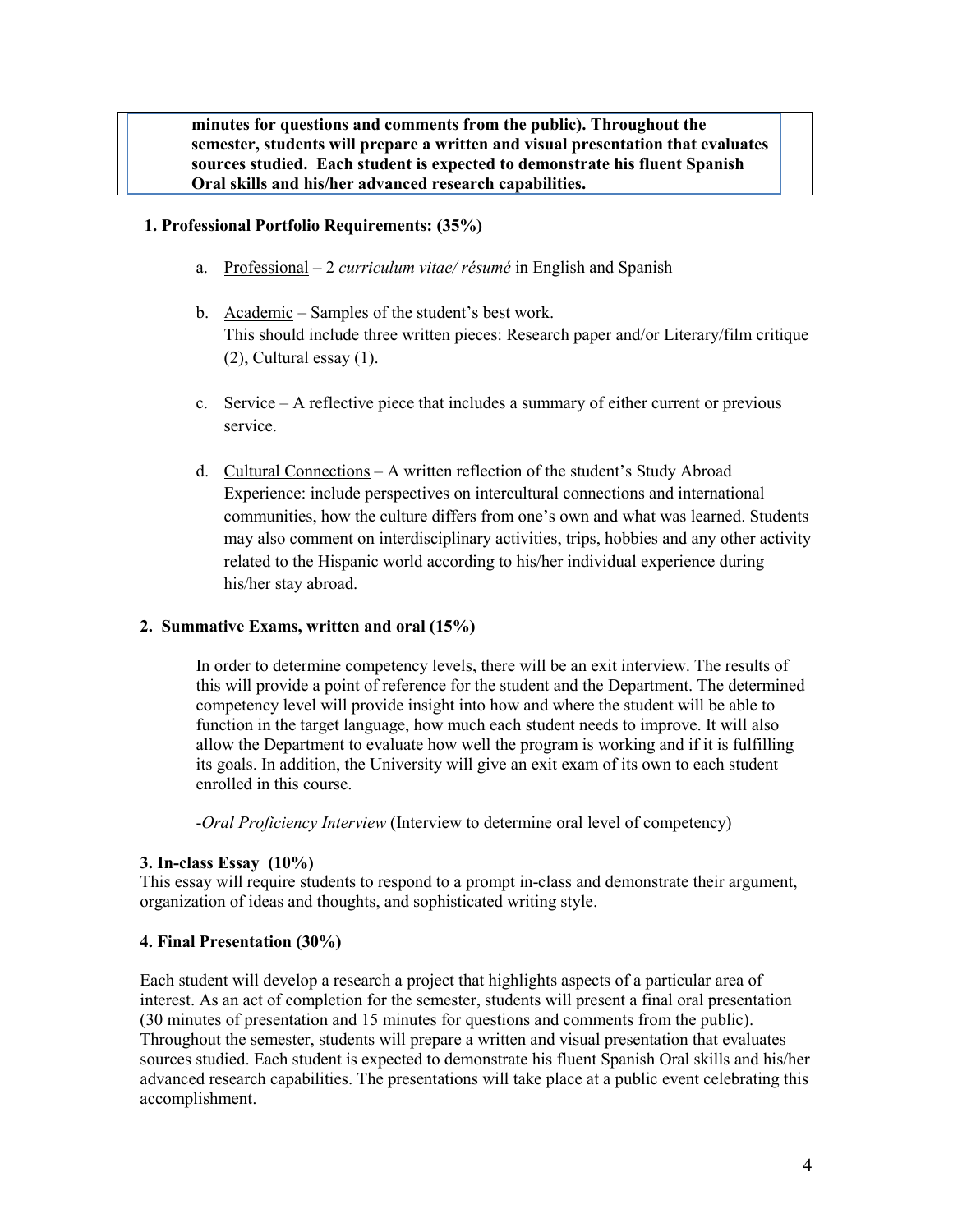**minutes for questions and comments from the public). Throughout the semester, students will prepare a written and visual presentation that evaluates sources studied. Each student is expected to demonstrate his fluent Spanish Oral skills and his/her advanced research capabilities.**

**1. Professional Portfolio Requirements: (35%)**

a. Professional – 2 *curriculum vitae/ résumé* in English and Spanish

b. Academic – Samples of the student's best work.
   This should include three written pieces: Research paper and/or Literary/film critique (2), Cultural essay (1).

c. Service – A reflective piece that includes a summary of either current or previous service.

d. Cultural Connections – A written reflection of the student's Study Abroad Experience: include perspectives on intercultural connections and international communities, how the culture differs from one's own and what was learned. Students may also comment on interdisciplinary activities, trips, hobbies and any other activity related to the Hispanic world according to his/her individual experience during his/her stay abroad.

**2. Summative Exams, written and oral (15%)**

In order to determine competency levels, there will be an exit interview. The results of this will provide a point of reference for the student and the Department. The determined competency level will provide insight into how and where the student will be able to function in the target language, how much each student needs to improve. It will also allow the Department to evaluate how well the program is working and if it is fulfilling its goals. In addition, the University will give an exit exam of its own to each student enrolled in this course.

-*Oral Proficiency Interview* (Interview to determine oral level of competency)

**3. In-class Essay (10%)**

This essay will require students to respond to a prompt in-class and demonstrate their argument, organization of ideas and thoughts, and sophisticated writing style.

**4. Final Presentation (30%)**

Each student will develop a research a project that highlights aspects of a particular area of interest. As an act of completion for the semester, students will present a final oral presentation (30 minutes of presentation and 15 minutes for questions and comments from the public). Throughout the semester, students will prepare a written and visual presentation that evaluates sources studied. Each student is expected to demonstrate his fluent Spanish Oral skills and his/her advanced research capabilities. The presentations will take place at a public event celebrating this accomplishment.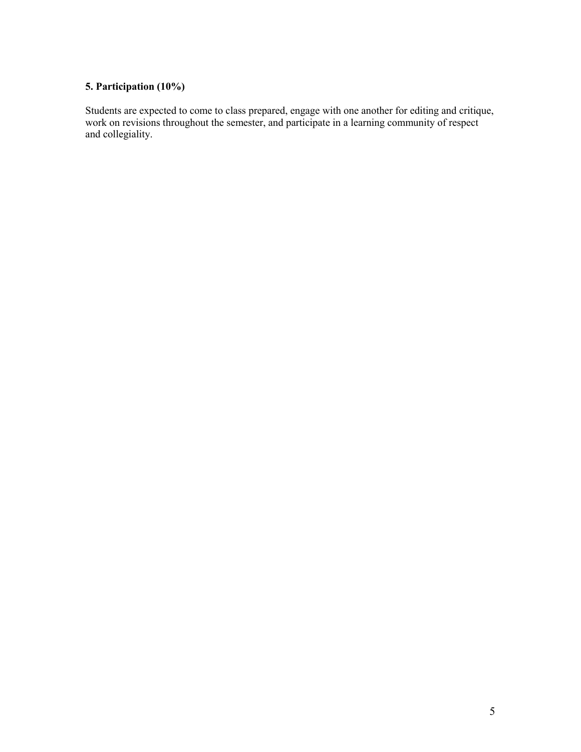**5. Participation (10%)**

Students are expected to come to class prepared, engage with one another for editing and critique, work on revisions throughout the semester, and participate in a learning community of respect and collegiality.